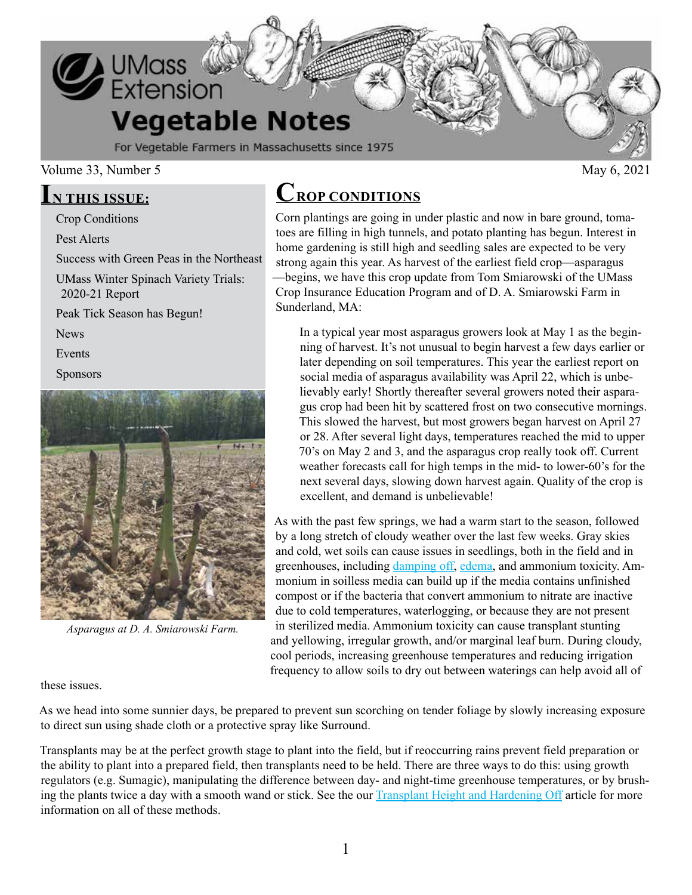# UMass Extension Vegetable Notes

For Vegetable Farmers in Massachusetts since 1975

Volume 33, Number 5 — May 6, 2021

## In this issue:

- Crop Conditions
- Pest Alerts
- Success with Green Peas in the Northeast
- UMass Winter Spinach Variety Trials: 2020-21 Report
- Peak Tick Season has Begun!
- News
- Events
- Sponsors

*Asparagus at D. A. Smiarowski Farm.*

## Crop Conditions

Corn plantings are going in under plastic and now in bare ground, tomatoes are filling in high tunnels, and potato planting has begun. Interest in home gardening is still high and seedling sales are expected to be very strong again this year. As harvest of the earliest field crop—asparagus—begins, we have this crop update from Tom Smiarowski of the UMass Crop Insurance Education Program and of D. A. Smiarowski Farm in Sunderland, MA:

> In a typical year most asparagus growers look at May 1 as the beginning of harvest. It's not unusual to begin harvest a few days earlier or later depending on soil temperatures. This year the earliest report on social media of asparagus availability was April 22, which is unbelievably early! Shortly thereafter several growers noted their asparagus crop had been hit by scattered frost on two consecutive mornings. This slowed the harvest, but most growers began harvest on April 27 or 28. After several light days, temperatures reached the mid to upper 70's on May 2 and 3, and the asparagus crop really took off. Current weather forecasts call for high temps in the mid- to lower-60's for the next several days, slowing down harvest again. Quality of the crop is excellent, and demand is unbelievable!

As with the past few springs, we had a warm start to the season, followed by a long stretch of cloudy weather over the last few weeks. Gray skies and cold, wet soils can cause issues in seedlings, both in the field and in greenhouses, including damping off, edema, and ammonium toxicity. Ammonium in soilless media can build up if the media contains unfinished compost or if the bacteria that convert ammonium to nitrate are inactive due to cold temperatures, waterlogging, or because they are not present in sterilized media. Ammonium toxicity can cause transplant stunting and yellowing, irregular growth, and/or marginal leaf burn. During cloudy, cool periods, increasing greenhouse temperatures and reducing irrigation frequency to allow soils to dry out between waterings can help avoid all of these issues.

As we head into some sunnier days, be prepared to prevent sun scorching on tender foliage by slowly increasing exposure to direct sun using shade cloth or a protective spray like Surround.

Transplants may be at the perfect growth stage to plant into the field, but if reoccurring rains prevent field preparation or the ability to plant into a prepared field, then transplants need to be held. There are three ways to do this: using growth regulators (e.g. Sumagic), manipulating the difference between day- and night-time greenhouse temperatures, or by brushing the plants twice a day with a smooth wand or stick. See the our Transplant Height and Hardening Off article for more information on all of these methods.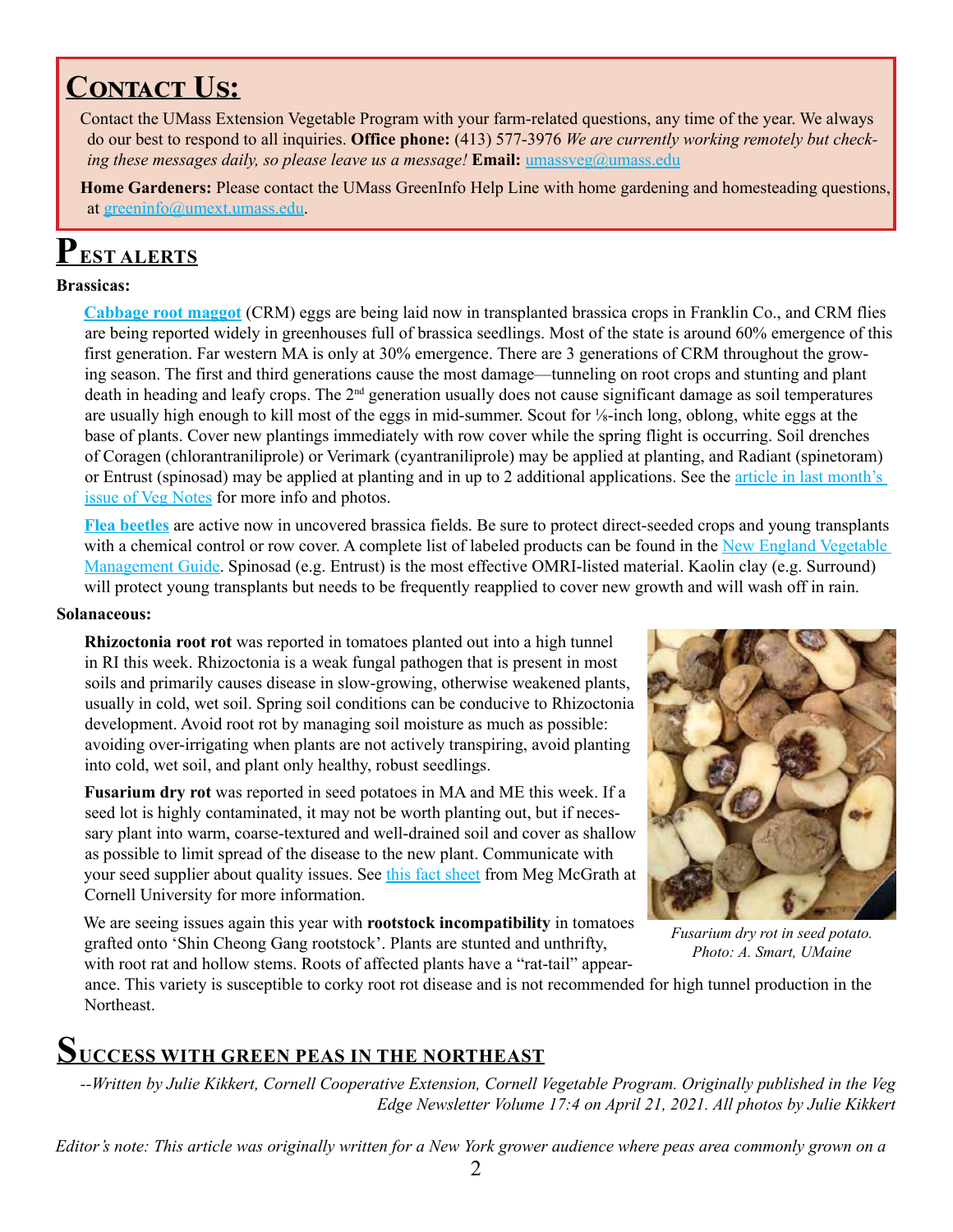## Contact Us:

Contact the UMass Extension Vegetable Program with your farm-related questions, any time of the year. We always do our best to respond to all inquiries. **Office phone:** (413) 577-3976 *We are currently working remotely but checking these messages daily, so please leave us a message!* **Email:** umassveg@umass.edu

**Home Gardeners:** Please contact the UMass GreenInfo Help Line with home gardening and homesteading questions, at greeninfo@umext.umass.edu.

# Pest Alerts

**Brassicas:**

**Cabbage root maggot** (CRM) eggs are being laid now in transplanted brassica crops in Franklin Co., and CRM flies are being reported widely in greenhouses full of brassica seedlings. Most of the state is around 60% emergence of this first generation. Far western MA is only at 30% emergence. There are 3 generations of CRM throughout the growing season. The first and third generations cause the most damage—tunneling on root crops and stunting and plant death in heading and leafy crops. The 2nd generation usually does not cause significant damage as soil temperatures are usually high enough to kill most of the eggs in mid-summer. Scout for ⅛-inch long, oblong, white eggs at the base of plants. Cover new plantings immediately with row cover while the spring flight is occurring. Soil drenches of Coragen (chlorantraniliprole) or Verimark (cyantraniliprole) may be applied at planting, and Radiant (spinetoram) or Entrust (spinosad) may be applied at planting and in up to 2 additional applications. See the article in last month's issue of Veg Notes for more info and photos.

**Flea beetles** are active now in uncovered brassica fields. Be sure to protect direct-seeded crops and young transplants with a chemical control or row cover. A complete list of labeled products can be found in the New England Vegetable Management Guide. Spinosad (e.g. Entrust) is the most effective OMRI-listed material. Kaolin clay (e.g. Surround) will protect young transplants but needs to be frequently reapplied to cover new growth and will wash off in rain.

**Solanaceous:**

**Rhizoctonia root rot** was reported in tomatoes planted out into a high tunnel in RI this week. Rhizoctonia is a weak fungal pathogen that is present in most soils and primarily causes disease in slow-growing, otherwise weakened plants, usually in cold, wet soil. Spring soil conditions can be conducive to Rhizoctonia development. Avoid root rot by managing soil moisture as much as possible: avoiding over-irrigating when plants are not actively transpiring, avoid planting into cold, wet soil, and plant only healthy, robust seedlings.

**Fusarium dry rot** was reported in seed potatoes in MA and ME this week. If a seed lot is highly contaminated, it may not be worth planting out, but if necessary plant into warm, coarse-textured and well-drained soil and cover as shallow as possible to limit spread of the disease to the new plant. Communicate with your seed supplier about quality issues. See this fact sheet from Meg McGrath at Cornell University for more information.

*Fusarium dry rot in seed potato. Photo: A. Smart, UMaine*

We are seeing issues again this year with **rootstock incompatibility** in tomatoes grafted onto 'Shin Cheong Gang rootstock'. Plants are stunted and unthrifty, with root rat and hollow stems. Roots of affected plants have a "rat-tail" appearance. This variety is susceptible to corky root rot disease and is not recommended for high tunnel production in the Northeast.

# Success with Green Peas in the Northeast

*--Written by Julie Kikkert, Cornell Cooperative Extension, Cornell Vegetable Program. Originally published in the Veg Edge Newsletter Volume 17:4 on April 21, 2021. All photos by Julie Kikkert*

*Editor's note: This article was originally written for a New York grower audience where peas area commonly grown on a*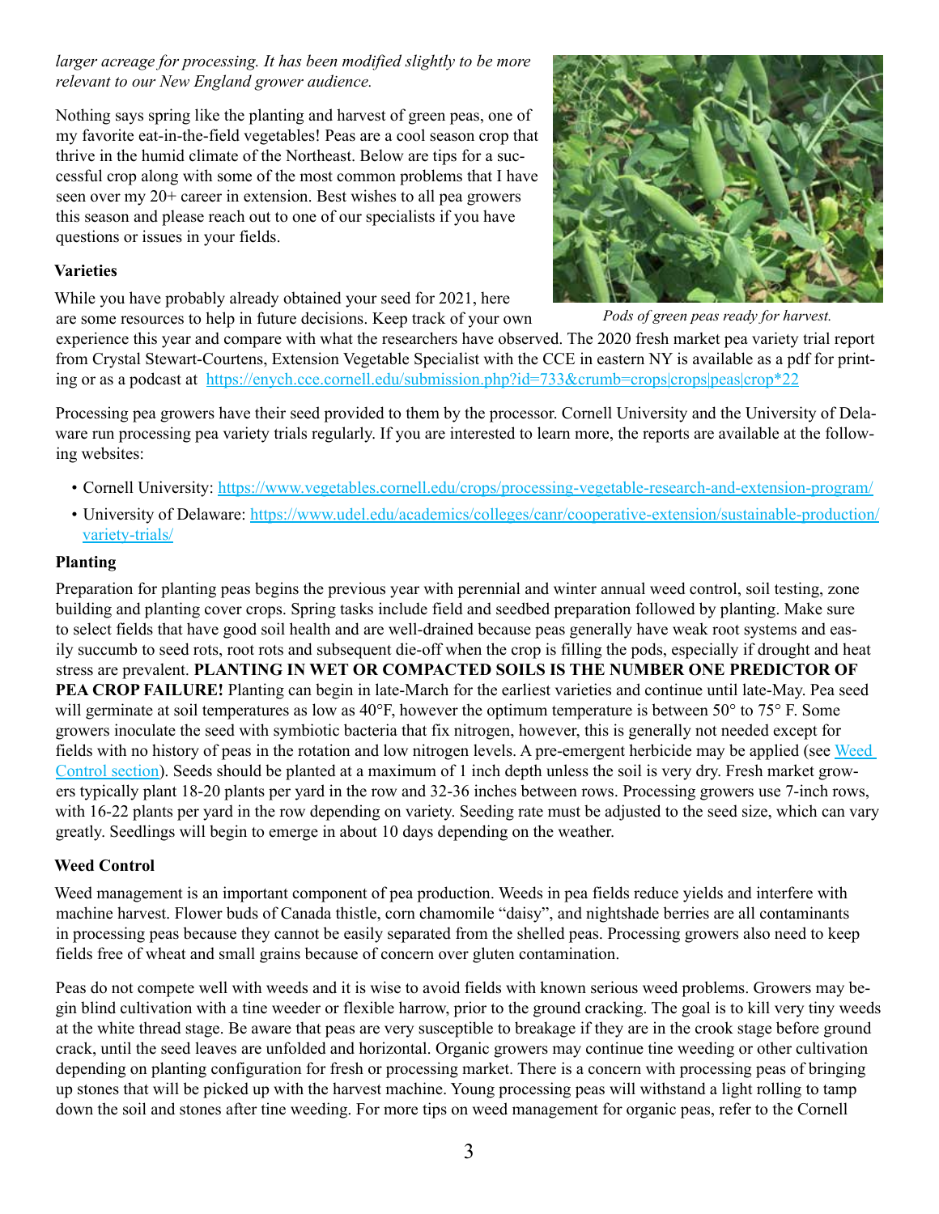*larger acreage for processing. It has been modified slightly to be more relevant to our New England grower audience.*

Nothing says spring like the planting and harvest of green peas, one of my favorite eat-in-the-field vegetables! Peas are a cool season crop that thrive in the humid climate of the Northeast. Below are tips for a successful crop along with some of the most common problems that I have seen over my 20+ career in extension. Best wishes to all pea growers this season and please reach out to one of our specialists if you have questions or issues in your fields.

*Pods of green peas ready for harvest.*

### Varieties

While you have probably already obtained your seed for 2021, here are some resources to help in future decisions. Keep track of your own experience this year and compare with what the researchers have observed. The 2020 fresh market pea variety trial report from Crystal Stewart-Courtens, Extension Vegetable Specialist with the CCE in eastern NY is available as a pdf for printing or as a podcast at [https://enych.cce.cornell.edu/submission.php?id=733&crumb=crops|crops|peas|crop*22](https://enych.cce.cornell.edu/submission.php?id=733&crumb=crops|crops|peas|crop*22)

Processing pea growers have their seed provided to them by the processor. Cornell University and the University of Delaware run processing pea variety trials regularly. If you are interested to learn more, the reports are available at the following websites:

- Cornell University: [https://www.vegetables.cornell.edu/crops/processing-vegetable-research-and-extension-program/](https://www.vegetables.cornell.edu/crops/processing-vegetable-research-and-extension-program/)
- University of Delaware: [https://www.udel.edu/academics/colleges/canr/cooperative-extension/sustainable-production/variety-trials/](https://www.udel.edu/academics/colleges/canr/cooperative-extension/sustainable-production/variety-trials/)

### Planting

Preparation for planting peas begins the previous year with perennial and winter annual weed control, soil testing, zone building and planting cover crops. Spring tasks include field and seedbed preparation followed by planting. Make sure to select fields that have good soil health and are well-drained because peas generally have weak root systems and easily succumb to seed rots, root rots and subsequent die-off when the crop is filling the pods, especially if drought and heat stress are prevalent. **PLANTING IN WET OR COMPACTED SOILS IS THE NUMBER ONE PREDICTOR OF PEA CROP FAILURE!** Planting can begin in late-March for the earliest varieties and continue until late-May. Pea seed will germinate at soil temperatures as low as 40°F, however the optimum temperature is between 50° to 75° F. Some growers inoculate the seed with symbiotic bacteria that fix nitrogen, however, this is generally not needed except for fields with no history of peas in the rotation and low nitrogen levels. A pre-emergent herbicide may be applied (see Weed Control section). Seeds should be planted at a maximum of 1 inch depth unless the soil is very dry. Fresh market growers typically plant 18-20 plants per yard in the row and 32-36 inches between rows. Processing growers use 7-inch rows, with 16-22 plants per yard in the row depending on variety. Seeding rate must be adjusted to the seed size, which can vary greatly. Seedlings will begin to emerge in about 10 days depending on the weather.

### Weed Control

Weed management is an important component of pea production. Weeds in pea fields reduce yields and interfere with machine harvest. Flower buds of Canada thistle, corn chamomile "daisy", and nightshade berries are all contaminants in processing peas because they cannot be easily separated from the shelled peas. Processing growers also need to keep fields free of wheat and small grains because of concern over gluten contamination.

Peas do not compete well with weeds and it is wise to avoid fields with known serious weed problems. Growers may begin blind cultivation with a tine weeder or flexible harrow, prior to the ground cracking. The goal is to kill very tiny weeds at the white thread stage. Be aware that peas are very susceptible to breakage if they are in the crook stage before ground crack, until the seed leaves are unfolded and horizontal. Organic growers may continue tine weeding or other cultivation depending on planting configuration for fresh or processing market. There is a concern with processing peas of bringing up stones that will be picked up with the harvest machine. Young processing peas will withstand a light rolling to tamp down the soil and stones after tine weeding. For more tips on weed management for organic peas, refer to the Cornell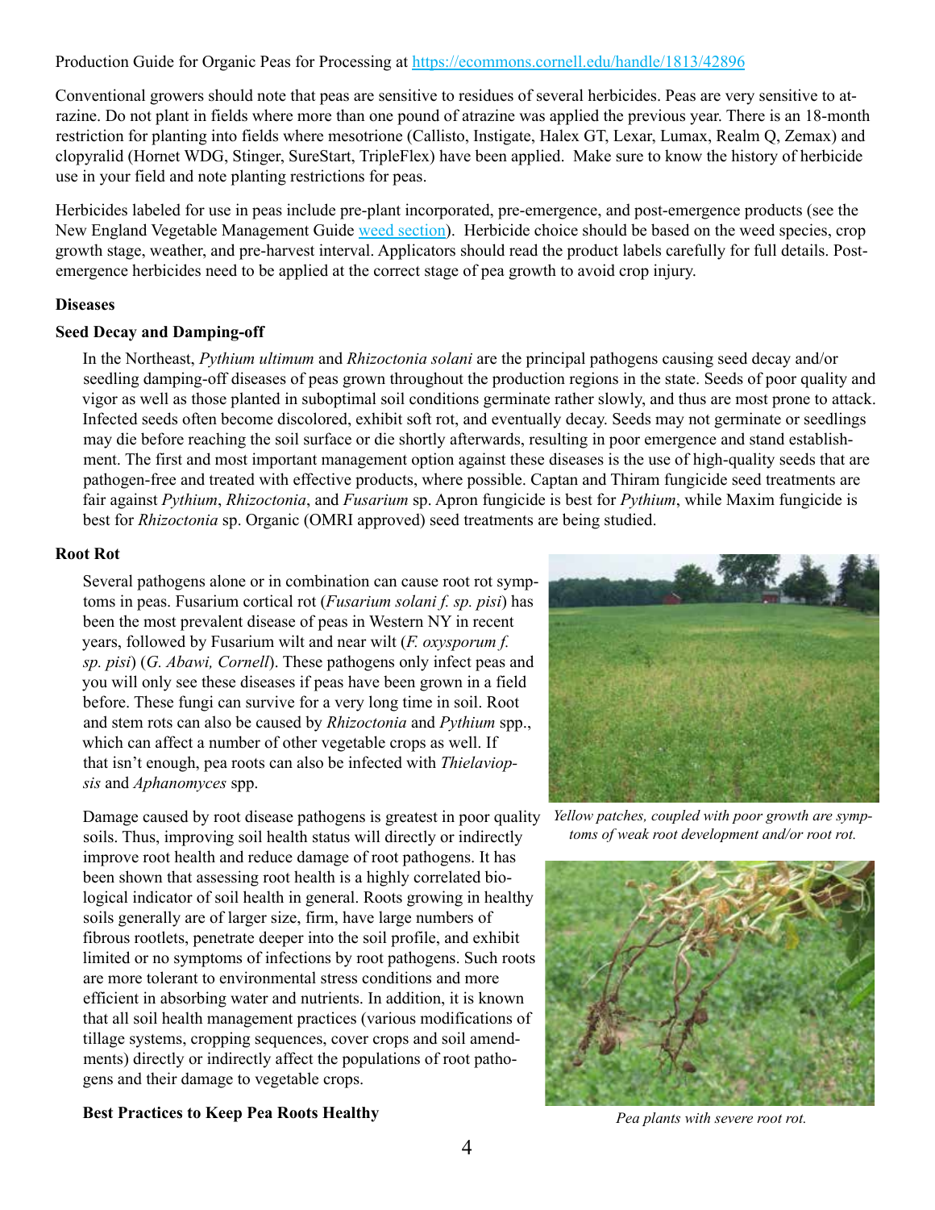Production Guide for Organic Peas for Processing at https://ecommons.cornell.edu/handle/1813/42896

Conventional growers should note that peas are sensitive to residues of several herbicides. Peas are very sensitive to atrazine. Do not plant in fields where more than one pound of atrazine was applied the previous year. There is an 18-month restriction for planting into fields where mesotrione (Callisto, Instigate, Halex GT, Lexar, Lumax, Realm Q, Zemax) and clopyralid (Hornet WDG, Stinger, SureStart, TripleFlex) have been applied. Make sure to know the history of herbicide use in your field and note planting restrictions for peas.

Herbicides labeled for use in peas include pre-plant incorporated, pre-emergence, and post-emergence products (see the New England Vegetable Management Guide [weed section](weed section)). Herbicide choice should be based on the weed species, crop growth stage, weather, and pre-harvest interval. Applicators should read the product labels carefully for full details. Post-emergence herbicides need to be applied at the correct stage of pea growth to avoid crop injury.

## Diseases

### Seed Decay and Damping-off

In the Northeast, *Pythium ultimum* and *Rhizoctonia solani* are the principal pathogens causing seed decay and/or seedling damping-off diseases of peas grown throughout the production regions in the state. Seeds of poor quality and vigor as well as those planted in suboptimal soil conditions germinate rather slowly, and thus are most prone to attack. Infected seeds often become discolored, exhibit soft rot, and eventually decay. Seeds may not germinate or seedlings may die before reaching the soil surface or die shortly afterwards, resulting in poor emergence and stand establishment. The first and most important management option against these diseases is the use of high-quality seeds that are pathogen-free and treated with effective products, where possible. Captan and Thiram fungicide seed treatments are fair against *Pythium*, *Rhizoctonia*, and *Fusarium* sp. Apron fungicide is best for *Pythium*, while Maxim fungicide is best for *Rhizoctonia* sp. Organic (OMRI approved) seed treatments are being studied.

### Root Rot

Several pathogens alone or in combination can cause root rot symptoms in peas. Fusarium cortical rot (*Fusarium solani f. sp. pisi*) has been the most prevalent disease of peas in Western NY in recent years, followed by Fusarium wilt and near wilt (*F. oxysporum f. sp. pisi*) (*G. Abawi, Cornell*). These pathogens only infect peas and you will only see these diseases if peas have been grown in a field before. These fungi can survive for a very long time in soil. Root and stem rots can also be caused by *Rhizoctonia* and *Pythium* spp., which can affect a number of other vegetable crops as well. If that isn't enough, pea roots can also be infected with *Thielaviopsis* and *Aphanomyces* spp.

*Yellow patches, coupled with poor growth are symptoms of weak root development and/or root rot.*

Damage caused by root disease pathogens is greatest in poor quality soils. Thus, improving soil health status will directly or indirectly improve root health and reduce damage of root pathogens. It has been shown that assessing root health is a highly correlated biological indicator of soil health in general. Roots growing in healthy soils generally are of larger size, firm, have large numbers of fibrous rootlets, penetrate deeper into the soil profile, and exhibit limited or no symptoms of infections by root pathogens. Such roots are more tolerant to environmental stress conditions and more efficient in absorbing water and nutrients. In addition, it is known that all soil health management practices (various modifications of tillage systems, cropping sequences, cover crops and soil amendments) directly or indirectly affect the populations of root pathogens and their damage to vegetable crops.

*Pea plants with severe root rot.*

**Best Practices to Keep Pea Roots Healthy**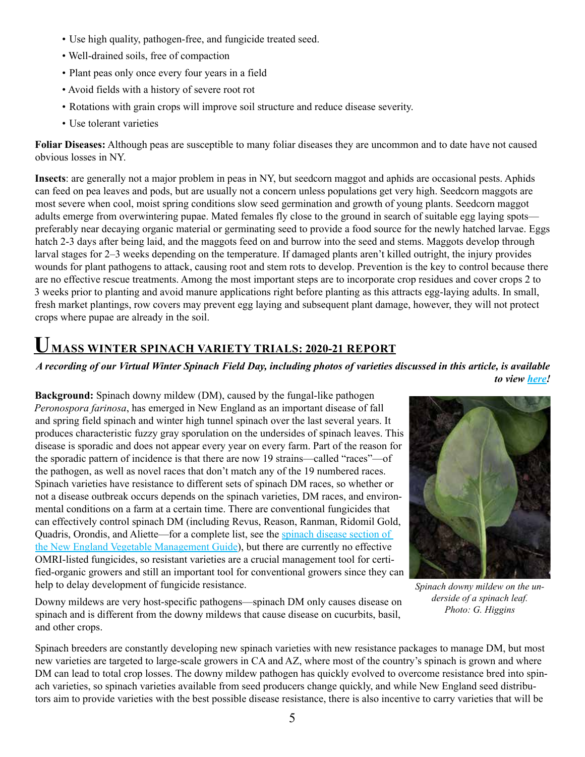- Use high quality, pathogen-free, and fungicide treated seed.
- Well-drained soils, free of compaction
- Plant peas only once every four years in a field
- Avoid fields with a history of severe root rot
- Rotations with grain crops will improve soil structure and reduce disease severity.
- Use tolerant varieties

**Foliar Diseases:** Although peas are susceptible to many foliar diseases they are uncommon and to date have not caused obvious losses in NY.

**Insects**: are generally not a major problem in peas in NY, but seedcorn maggot and aphids are occasional pests. Aphids can feed on pea leaves and pods, but are usually not a concern unless populations get very high. Seedcorn maggots are most severe when cool, moist spring conditions slow seed germination and growth of young plants. Seedcorn maggot adults emerge from overwintering pupae. Mated females fly close to the ground in search of suitable egg laying spots—preferably near decaying organic material or germinating seed to provide a food source for the newly hatched larvae. Eggs hatch 2-3 days after being laid, and the maggots feed on and burrow into the seed and stems. Maggots develop through larval stages for 2–3 weeks depending on the temperature. If damaged plants aren't killed outright, the injury provides wounds for plant pathogens to attack, causing root and stem rots to develop. Prevention is the key to control because there are no effective rescue treatments. Among the most important steps are to incorporate crop residues and cover crops 2 to 3 weeks prior to planting and avoid manure applications right before planting as this attracts egg-laying adults. In small, fresh market plantings, row covers may prevent egg laying and subsequent plant damage, however, they will not protect crops where pupae are already in the soil.

## UMASS WINTER SPINACH VARIETY TRIALS: 2020-21 REPORT

***A recording of our Virtual Winter Spinach Field Day, including photos of varieties discussed in this article, is available to view here!***

**Background:** Spinach downy mildew (DM), caused by the fungal-like pathogen *Peronospora farinosa*, has emerged in New England as an important disease of fall and spring field spinach and winter high tunnel spinach over the last several years. It produces characteristic fuzzy gray sporulation on the undersides of spinach leaves. This disease is sporadic and does not appear every year on every farm. Part of the reason for the sporadic pattern of incidence is that there are now 19 strains—called "races"—of the pathogen, as well as novel races that don't match any of the 19 numbered races. Spinach varieties have resistance to different sets of spinach DM races, so whether or not a disease outbreak occurs depends on the spinach varieties, DM races, and environmental conditions on a farm at a certain time. There are conventional fungicides that can effectively control spinach DM (including Revus, Reason, Ranman, Ridomil Gold, Quadris, Orondis, and Aliette—for a complete list, see the spinach disease section of the New England Vegetable Management Guide), but there are currently no effective OMRI-listed fungicides, so resistant varieties are a crucial management tool for certified-organic growers and still an important tool for conventional growers since they can help to delay development of fungicide resistance.

*Spinach downy mildew on the underside of a spinach leaf. Photo: G. Higgins*

Downy mildews are very host-specific pathogens—spinach DM only causes disease on spinach and is different from the downy mildews that cause disease on cucurbits, basil, and other crops.

Spinach breeders are constantly developing new spinach varieties with new resistance packages to manage DM, but most new varieties are targeted to large-scale growers in CA and AZ, where most of the country's spinach is grown and where DM can lead to total crop losses. The downy mildew pathogen has quickly evolved to overcome resistance bred into spinach varieties, so spinach varieties available from seed producers change quickly, and while New England seed distributors aim to provide varieties with the best possible disease resistance, there is also incentive to carry varieties that will be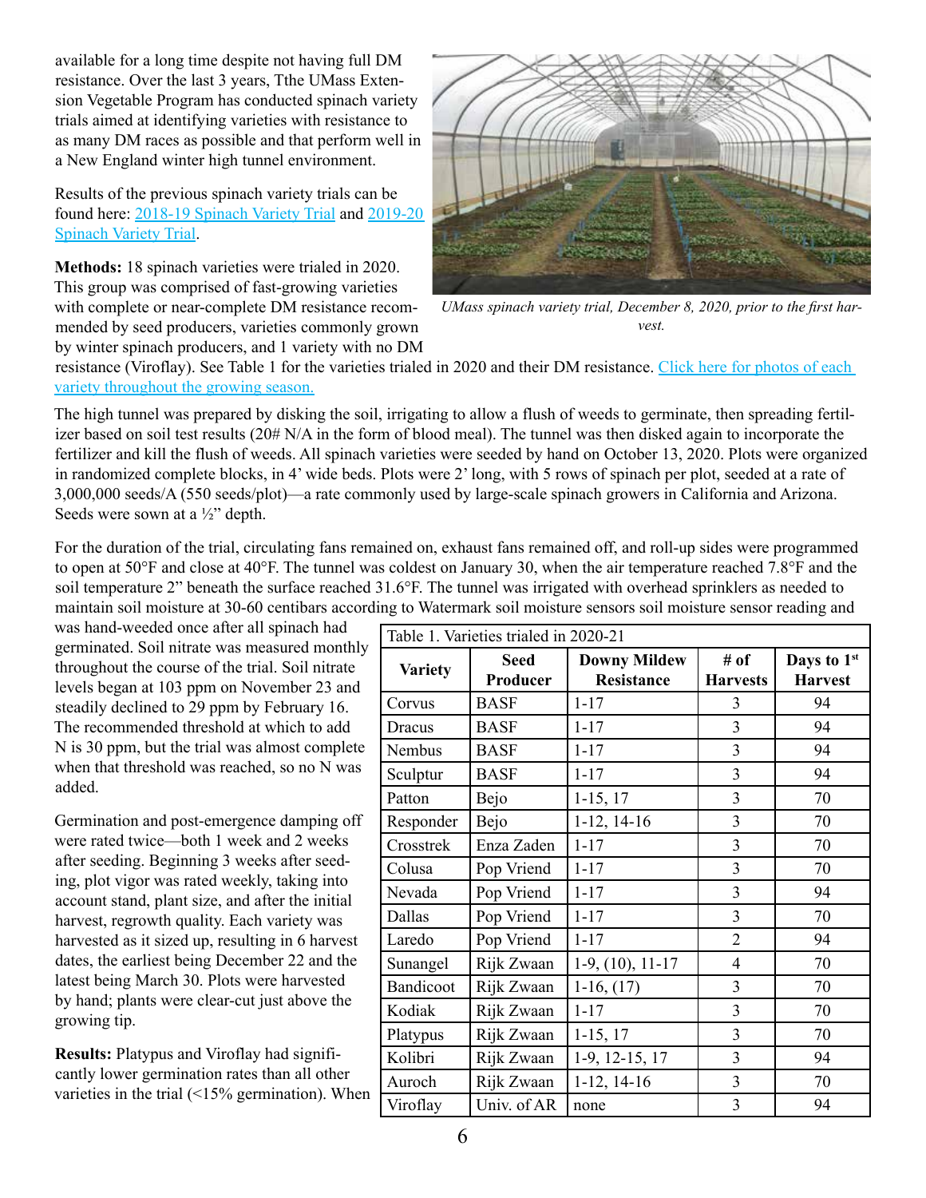available for a long time despite not having full DM resistance. Over the last 3 years, Tthe UMass Extension Vegetable Program has conducted spinach variety trials aimed at identifying varieties with resistance to as many DM races as possible and that perform well in a New England winter high tunnel environment.

Results of the previous spinach variety trials can be found here: 2018-19 Spinach Variety Trial and 2019-20 Spinach Variety Trial.

*UMass spinach variety trial, December 8, 2020, prior to the first harvest.*

**Methods:** 18 spinach varieties were trialed in 2020. This group was comprised of fast-growing varieties with complete or near-complete DM resistance recommended by seed producers, varieties commonly grown by winter spinach producers, and 1 variety with no DM resistance (Viroflay). See Table 1 for the varieties trialed in 2020 and their DM resistance. Click here for photos of each variety throughout the growing season.

The high tunnel was prepared by disking the soil, irrigating to allow a flush of weeds to germinate, then spreading fertilizer based on soil test results (20# N/A in the form of blood meal). The tunnel was then disked again to incorporate the fertilizer and kill the flush of weeds. All spinach varieties were seeded by hand on October 13, 2020. Plots were organized in randomized complete blocks, in 4' wide beds. Plots were 2' long, with 5 rows of spinach per plot, seeded at a rate of 3,000,000 seeds/A (550 seeds/plot)—a rate commonly used by large-scale spinach growers in California and Arizona. Seeds were sown at a ½" depth.

For the duration of the trial, circulating fans remained on, exhaust fans remained off, and roll-up sides were programmed to open at 50°F and close at 40°F. The tunnel was coldest on January 30, when the air temperature reached 7.8°F and the soil temperature 2" beneath the surface reached 31.6°F. The tunnel was irrigated with overhead sprinklers as needed to maintain soil moisture at 30-60 centibars according to Watermark soil moisture sensors soil moisture sensor reading and was hand-weeded once after all spinach had germinated. Soil nitrate was measured monthly throughout the course of the trial. Soil nitrate levels began at 103 ppm on November 23 and steadily declined to 29 ppm by February 16. The recommended threshold at which to add N is 30 ppm, but the trial was almost complete when that threshold was reached, so no N was added.

Germination and post-emergence damping off were rated twice—both 1 week and 2 weeks after seeding. Beginning 3 weeks after seeding, plot vigor was rated weekly, taking into account stand, plant size, and after the initial harvest, regrowth quality. Each variety was harvested as it sized up, resulting in 6 harvest dates, the earliest being December 22 and the latest being March 30. Plots were harvested by hand; plants were clear-cut just above the growing tip.

Table 1. Varieties trialed in 2020-21

| Variety | Seed Producer | Downy Mildew Resistance | # of Harvests | Days to 1st Harvest |
|---|---|---|---|---|
| Corvus | BASF | 1-17 | 3 | 94 |
| Dracus | BASF | 1-17 | 3 | 94 |
| Nembus | BASF | 1-17 | 3 | 94 |
| Sculptur | BASF | 1-17 | 3 | 94 |
| Patton | Bejo | 1-15, 17 | 3 | 70 |
| Responder | Bejo | 1-12, 14-16 | 3 | 70 |
| Crosstrek | Enza Zaden | 1-17 | 3 | 70 |
| Colusa | Pop Vriend | 1-17 | 3 | 70 |
| Nevada | Pop Vriend | 1-17 | 3 | 94 |
| Dallas | Pop Vriend | 1-17 | 3 | 70 |
| Laredo | Pop Vriend | 1-17 | 2 | 94 |
| Sunangel | Rijk Zwaan | 1-9, (10), 11-17 | 4 | 70 |
| Bandicoot | Rijk Zwaan | 1-16, (17) | 3 | 70 |
| Kodiak | Rijk Zwaan | 1-17 | 3 | 70 |
| Platypus | Rijk Zwaan | 1-15, 17 | 3 | 70 |
| Kolibri | Rijk Zwaan | 1-9, 12-15, 17 | 3 | 94 |
| Auroch | Rijk Zwaan | 1-12, 14-16 | 3 | 70 |
| Viroflay | Univ. of AR | none | 3 | 94 |

**Results:** Platypus and Viroflay had significantly lower germination rates than all other varieties in the trial (<15% germination). When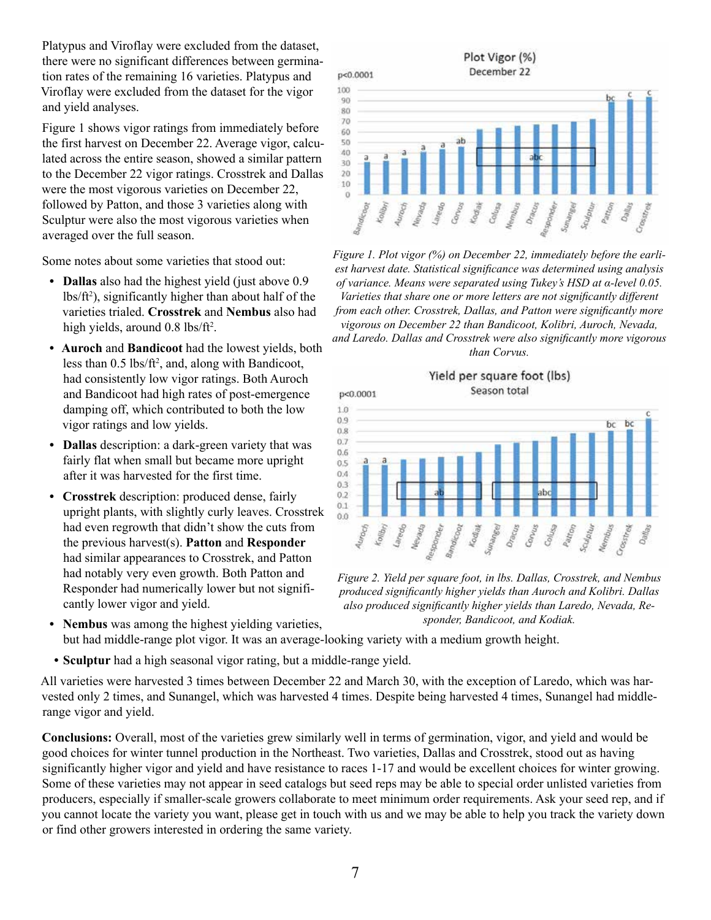Platypus and Viroflay were excluded from the dataset, there were no significant differences between germination rates of the remaining 16 varieties. Platypus and Viroflay were excluded from the dataset for the vigor and yield analyses.

Figure 1 shows vigor ratings from immediately before the first harvest on December 22. Average vigor, calculated across the entire season, showed a similar pattern to the December 22 vigor ratings. Crosstrek and Dallas were the most vigorous varieties on December 22, followed by Patton, and those 3 varieties along with Sculptur were also the most vigorous varieties when averaged over the full season.

Some notes about some varieties that stood out:

- **Dallas** also had the highest yield (just above 0.9 lbs/ft$^2$), significantly higher than about half of the varieties trialed. **Crosstrek** and **Nembus** also had high yields, around 0.8 lbs/ft$^2$.
- **Auroch** and **Bandicoot** had the lowest yields, both less than 0.5 lbs/ft$^2$, and, along with Bandicoot, had consistently low vigor ratings. Both Auroch and Bandicoot had high rates of post-emergence damping off, which contributed to both the low vigor ratings and low yields.
- **Dallas** description: a dark-green variety that was fairly flat when small but became more upright after it was harvested for the first time.
- **Crosstrek** description: produced dense, fairly upright plants, with slightly curly leaves. Crosstrek had even regrowth that didn't show the cuts from the previous harvest(s). **Patton** and **Responder** had similar appearances to Crosstrek, and Patton had notably very even growth. Both Patton and Responder had numerically lower but not significantly lower vigor and yield.
- **Nembus** was among the highest yielding varieties, but had middle-range plot vigor. It was an average-looking variety with a medium growth height.
- **Sculptur** had a high seasonal vigor rating, but a middle-range yield.

All varieties were harvested 3 times between December 22 and March 30, with the exception of Laredo, which was harvested only 2 times, and Sunangel, which was harvested 4 times. Despite being harvested 4 times, Sunangel had middle-range vigor and yield.

*Figure 1. Plot vigor (%) on December 22, immediately before the earliest harvest date. Statistical significance was determined using analysis of variance. Means were separated using Tukey's HSD at α-level 0.05. Varieties that share one or more letters are not significantly different from each other. Crosstrek, Dallas, and Patton were significantly more vigorous on December 22 than Bandicoot, Kolibri, Auroch, Nevada, and Laredo. Dallas and Crosstrek were also significantly more vigorous than Corvus.*

*Figure 2. Yield per square foot, in lbs. Dallas, Crosstrek, and Nembus produced significantly higher yields than Auroch and Kolibri. Dallas also produced significantly higher yields than Laredo, Nevada, Responder, Bandicoot, and Kodiak.*

**Conclusions:** Overall, most of the varieties grew similarly well in terms of germination, vigor, and yield and would be good choices for winter tunnel production in the Northeast. Two varieties, Dallas and Crosstrek, stood out as having significantly higher vigor and yield and have resistance to races 1-17 and would be excellent choices for winter growing. Some of these varieties may not appear in seed catalogs but seed reps may be able to special order unlisted varieties from producers, especially if smaller-scale growers collaborate to meet minimum order requirements. Ask your seed rep, and if you cannot locate the variety you want, please get in touch with us and we may be able to help you track the variety down or find other growers interested in ordering the same variety.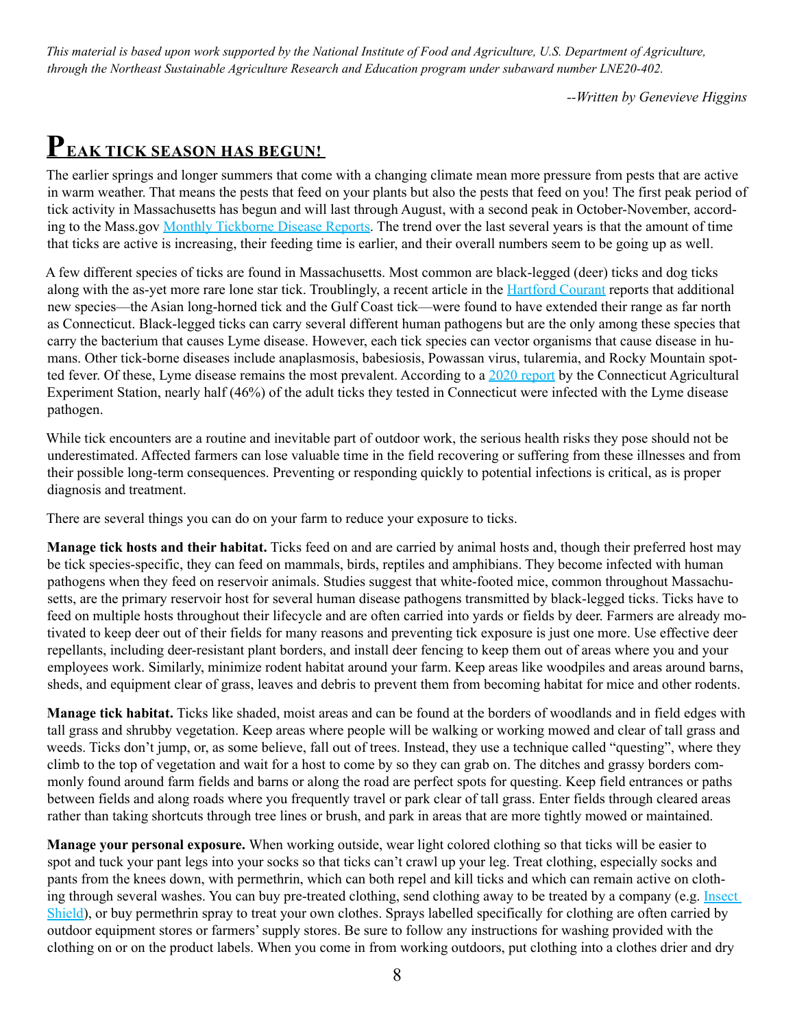*This material is based upon work supported by the National Institute of Food and Agriculture, U.S. Department of Agriculture, through the Northeast Sustainable Agriculture Research and Education program under subaward number LNE20-402.*

*--Written by Genevieve Higgins*

## PEAK TICK SEASON HAS BEGUN!

The earlier springs and longer summers that come with a changing climate mean more pressure from pests that are active in warm weather. That means the pests that feed on your plants but also the pests that feed on you! The first peak period of tick activity in Massachusetts has begun and will last through August, with a second peak in October-November, according to the Mass.gov Monthly Tickborne Disease Reports. The trend over the last several years is that the amount of time that ticks are active is increasing, their feeding time is earlier, and their overall numbers seem to be going up as well.

A few different species of ticks are found in Massachusetts. Most common are black-legged (deer) ticks and dog ticks along with the as-yet more rare lone star tick. Troublingly, a recent article in the Hartford Courant reports that additional new species—the Asian long-horned tick and the Gulf Coast tick—were found to have extended their range as far north as Connecticut. Black-legged ticks can carry several different human pathogens but are the only among these species that carry the bacterium that causes Lyme disease. However, each tick species can vector organisms that cause disease in humans. Other tick-borne diseases include anaplasmosis, babesiosis, Powassan virus, tularemia, and Rocky Mountain spotted fever. Of these, Lyme disease remains the most prevalent. According to a 2020 report by the Connecticut Agricultural Experiment Station, nearly half (46%) of the adult ticks they tested in Connecticut were infected with the Lyme disease pathogen.

While tick encounters are a routine and inevitable part of outdoor work, the serious health risks they pose should not be underestimated. Affected farmers can lose valuable time in the field recovering or suffering from these illnesses and from their possible long-term consequences. Preventing or responding quickly to potential infections is critical, as is proper diagnosis and treatment.

There are several things you can do on your farm to reduce your exposure to ticks.

**Manage tick hosts and their habitat.** Ticks feed on and are carried by animal hosts and, though their preferred host may be tick species-specific, they can feed on mammals, birds, reptiles and amphibians. They become infected with human pathogens when they feed on reservoir animals. Studies suggest that white-footed mice, common throughout Massachusetts, are the primary reservoir host for several human disease pathogens transmitted by black-legged ticks. Ticks have to feed on multiple hosts throughout their lifecycle and are often carried into yards or fields by deer. Farmers are already motivated to keep deer out of their fields for many reasons and preventing tick exposure is just one more. Use effective deer repellants, including deer-resistant plant borders, and install deer fencing to keep them out of areas where you and your employees work. Similarly, minimize rodent habitat around your farm. Keep areas like woodpiles and areas around barns, sheds, and equipment clear of grass, leaves and debris to prevent them from becoming habitat for mice and other rodents.

**Manage tick habitat.** Ticks like shaded, moist areas and can be found at the borders of woodlands and in field edges with tall grass and shrubby vegetation. Keep areas where people will be walking or working mowed and clear of tall grass and weeds. Ticks don't jump, or, as some believe, fall out of trees. Instead, they use a technique called "questing", where they climb to the top of vegetation and wait for a host to come by so they can grab on. The ditches and grassy borders commonly found around farm fields and barns or along the road are perfect spots for questing. Keep field entrances or paths between fields and along roads where you frequently travel or park clear of tall grass. Enter fields through cleared areas rather than taking shortcuts through tree lines or brush, and park in areas that are more tightly mowed or maintained.

**Manage your personal exposure.** When working outside, wear light colored clothing so that ticks will be easier to spot and tuck your pant legs into your socks so that ticks can't crawl up your leg. Treat clothing, especially socks and pants from the knees down, with permethrin, which can both repel and kill ticks and which can remain active on clothing through several washes. You can buy pre-treated clothing, send clothing away to be treated by a company (e.g. Insect Shield), or buy permethrin spray to treat your own clothes. Sprays labelled specifically for clothing are often carried by outdoor equipment stores or farmers' supply stores. Be sure to follow any instructions for washing provided with the clothing on or on the product labels. When you come in from working outdoors, put clothing into a clothes drier and dry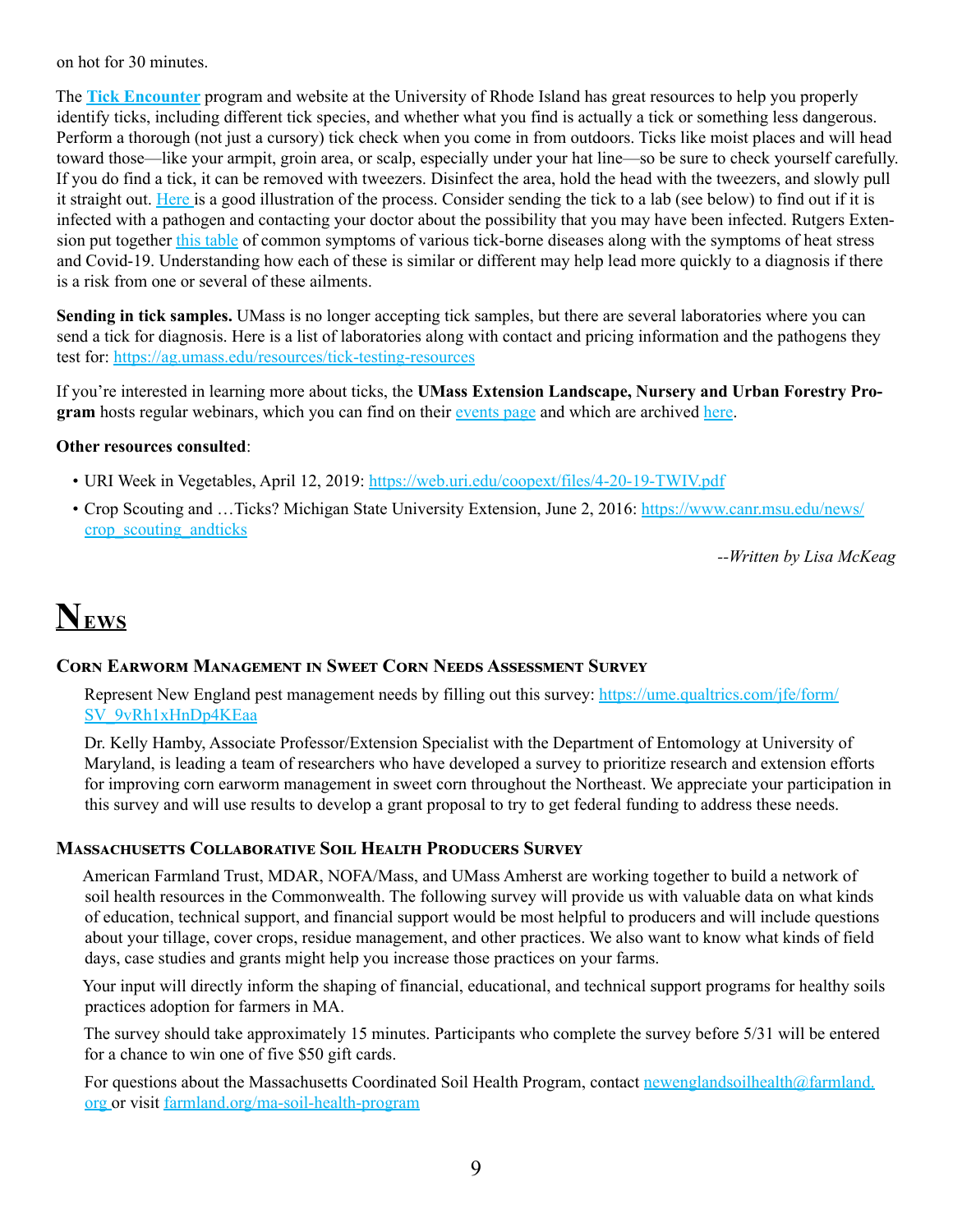on hot for 30 minutes.

The **[Tick Encounter](#)** program and website at the University of Rhode Island has great resources to help you properly identify ticks, including different tick species, and whether what you find is actually a tick or something less dangerous. Perform a thorough (not just a cursory) tick check when you come in from outdoors. Ticks like moist places and will head toward those—like your armpit, groin area, or scalp, especially under your hat line—so be sure to check yourself carefully. If you do find a tick, it can be removed with tweezers. Disinfect the area, hold the head with the tweezers, and slowly pull it straight out. [Here](#) is a good illustration of the process. Consider sending the tick to a lab (see below) to find out if it is infected with a pathogen and contacting your doctor about the possibility that you may have been infected. Rutgers Extension put together [this table](#) of common symptoms of various tick-borne diseases along with the symptoms of heat stress and Covid-19. Understanding how each of these is similar or different may help lead more quickly to a diagnosis if there is a risk from one or several of these ailments.

**Sending in tick samples.** UMass is no longer accepting tick samples, but there are several laboratories where you can send a tick for diagnosis. Here is a list of laboratories along with contact and pricing information and the pathogens they test for: https://ag.umass.edu/resources/tick-testing-resources

If you're interested in learning more about ticks, the **UMass Extension Landscape, Nursery and Urban Forestry Program** hosts regular webinars, which you can find on their [events page](#) and which are archived [here](#).

**Other resources consulted**:

- URI Week in Vegetables, April 12, 2019: https://web.uri.edu/coopext/files/4-20-19-TWIV.pdf
- Crop Scouting and …Ticks? Michigan State University Extension, June 2, 2016: https://www.canr.msu.edu/news/crop_scouting_andticks

*--Written by Lisa McKeag*

# News

### Corn Earworm Management in Sweet Corn Needs Assessment Survey

Represent New England pest management needs by filling out this survey: https://ume.qualtrics.com/jfe/form/SV_9vRh1xHnDp4KEaa

Dr. Kelly Hamby, Associate Professor/Extension Specialist with the Department of Entomology at University of Maryland, is leading a team of researchers who have developed a survey to prioritize research and extension efforts for improving corn earworm management in sweet corn throughout the Northeast. We appreciate your participation in this survey and will use results to develop a grant proposal to try to get federal funding to address these needs.

### Massachusetts Collaborative Soil Health Producers Survey

American Farmland Trust, MDAR, NOFA/Mass, and UMass Amherst are working together to build a network of soil health resources in the Commonwealth. The following survey will provide us with valuable data on what kinds of education, technical support, and financial support would be most helpful to producers and will include questions about your tillage, cover crops, residue management, and other practices. We also want to know what kinds of field days, case studies and grants might help you increase those practices on your farms.

Your input will directly inform the shaping of financial, educational, and technical support programs for healthy soils practices adoption for farmers in MA.

The survey should take approximately 15 minutes. Participants who complete the survey before 5/31 will be entered for a chance to win one of five $50 gift cards.

For questions about the Massachusetts Coordinated Soil Health Program, contact newenglandsoilhealth@farmland.org or visit farmland.org/ma-soil-health-program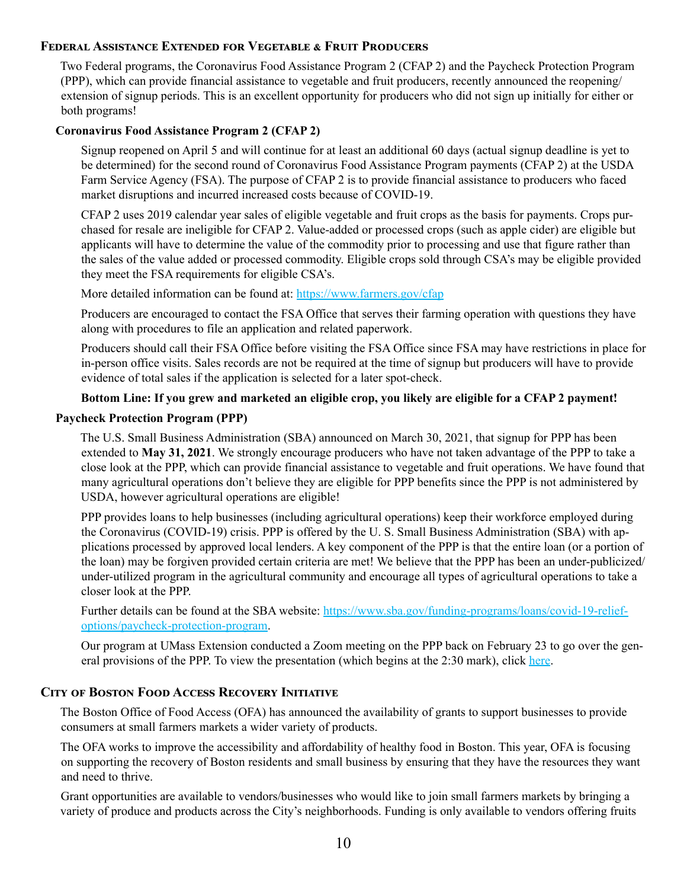## Federal Assistance Extended for Vegetable & Fruit Producers

Two Federal programs, the Coronavirus Food Assistance Program 2 (CFAP 2) and the Paycheck Protection Program (PPP), which can provide financial assistance to vegetable and fruit producers, recently announced the reopening/extension of signup periods. This is an excellent opportunity for producers who did not sign up initially for either or both programs!

### Coronavirus Food Assistance Program 2 (CFAP 2)

Signup reopened on April 5 and will continue for at least an additional 60 days (actual signup deadline is yet to be determined) for the second round of Coronavirus Food Assistance Program payments (CFAP 2) at the USDA Farm Service Agency (FSA). The purpose of CFAP 2 is to provide financial assistance to producers who faced market disruptions and incurred increased costs because of COVID-19.

CFAP 2 uses 2019 calendar year sales of eligible vegetable and fruit crops as the basis for payments. Crops purchased for resale are ineligible for CFAP 2. Value-added or processed crops (such as apple cider) are eligible but applicants will have to determine the value of the commodity prior to processing and use that figure rather than the sales of the value added or processed commodity. Eligible crops sold through CSA's may be eligible provided they meet the FSA requirements for eligible CSA's.

More detailed information can be found at: [https://www.farmers.gov/cfap](https://www.farmers.gov/cfap)

Producers are encouraged to contact the FSA Office that serves their farming operation with questions they have along with procedures to file an application and related paperwork.

Producers should call their FSA Office before visiting the FSA Office since FSA may have restrictions in place for in-person office visits. Sales records are not be required at the time of signup but producers will have to provide evidence of total sales if the application is selected for a later spot-check.

**Bottom Line: If you grew and marketed an eligible crop, you likely are eligible for a CFAP 2 payment!**

### Paycheck Protection Program (PPP)

The U.S. Small Business Administration (SBA) announced on March 30, 2021, that signup for PPP has been extended to **May 31, 2021**. We strongly encourage producers who have not taken advantage of the PPP to take a close look at the PPP, which can provide financial assistance to vegetable and fruit operations. We have found that many agricultural operations don't believe they are eligible for PPP benefits since the PPP is not administered by USDA, however agricultural operations are eligible!

PPP provides loans to help businesses (including agricultural operations) keep their workforce employed during the Coronavirus (COVID-19) crisis. PPP is offered by the U. S. Small Business Administration (SBA) with applications processed by approved local lenders. A key component of the PPP is that the entire loan (or a portion of the loan) may be forgiven provided certain criteria are met! We believe that the PPP has been an under-publicized/under-utilized program in the agricultural community and encourage all types of agricultural operations to take a closer look at the PPP.

Further details can be found at the SBA website: [https://www.sba.gov/funding-programs/loans/covid-19-relief-options/paycheck-protection-program](https://www.sba.gov/funding-programs/loans/covid-19-relief-options/paycheck-protection-program).

Our program at UMass Extension conducted a Zoom meeting on the PPP back on February 23 to go over the general provisions of the PPP. To view the presentation (which begins at the 2:30 mark), click here.

## City of Boston Food Access Recovery Initiative

The Boston Office of Food Access (OFA) has announced the availability of grants to support businesses to provide consumers at small farmers markets a wider variety of products.

The OFA works to improve the accessibility and affordability of healthy food in Boston. This year, OFA is focusing on supporting the recovery of Boston residents and small business by ensuring that they have the resources they want and need to thrive.

Grant opportunities are available to vendors/businesses who would like to join small farmers markets by bringing a variety of produce and products across the City's neighborhoods. Funding is only available to vendors offering fruits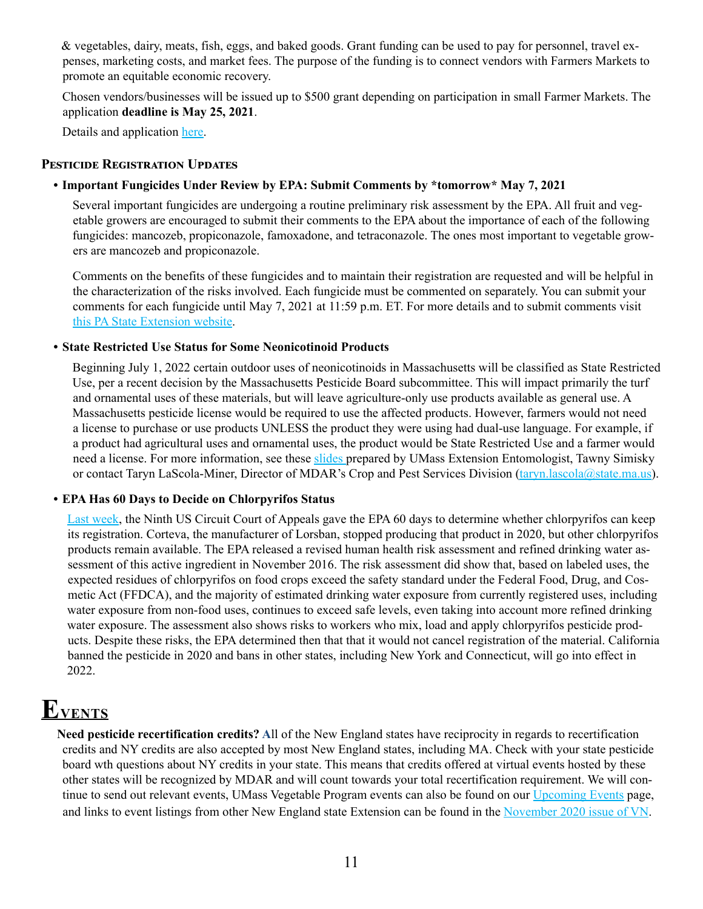& vegetables, dairy, meats, fish, eggs, and baked goods. Grant funding can be used to pay for personnel, travel expenses, marketing costs, and market fees. The purpose of the funding is to connect vendors with Farmers Markets to promote an equitable economic recovery.

Chosen vendors/businesses will be issued up to $500 grant depending on participation in small Farmer Markets. The application **deadline is May 25, 2021**.

Details and application here.

### Pesticide Registration Updates

- **Important Fungicides Under Review by EPA: Submit Comments by *tomorrow* May 7, 2021**

  Several important fungicides are undergoing a routine preliminary risk assessment by the EPA. All fruit and vegetable growers are encouraged to submit their comments to the EPA about the importance of each of the following fungicides: mancozeb, propiconazole, famoxadone, and tetraconazole. The ones most important to vegetable growers are mancozeb and propiconazole.

  Comments on the benefits of these fungicides and to maintain their registration are requested and will be helpful in the characterization of the risks involved. Each fungicide must be commented on separately. You can submit your comments for each fungicide until May 7, 2021 at 11:59 p.m. ET. For more details and to submit comments visit this PA State Extension website.

- **State Restricted Use Status for Some Neonicotinoid Products**

  Beginning July 1, 2022 certain outdoor uses of neonicotinoids in Massachusetts will be classified as State Restricted Use, per a recent decision by the Massachusetts Pesticide Board subcommittee. This will impact primarily the turf and ornamental uses of these materials, but will leave agriculture-only use products available as general use. A Massachusetts pesticide license would be required to use the affected products. However, farmers would not need a license to purchase or use products UNLESS the product they were using had dual-use language. For example, if a product had agricultural uses and ornamental uses, the product would be State Restricted Use and a farmer would need a license. For more information, see these slides prepared by UMass Extension Entomologist, Tawny Simisky or contact Taryn LaScola-Miner, Director of MDAR's Crop and Pest Services Division (taryn.lascola@state.ma.us).

- **EPA Has 60 Days to Decide on Chlorpyrifos Status**

  Last week, the Ninth US Circuit Court of Appeals gave the EPA 60 days to determine whether chlorpyrifos can keep its registration. Corteva, the manufacturer of Lorsban, stopped producing that product in 2020, but other chlorpyrifos products remain available. The EPA released a revised human health risk assessment and refined drinking water assessment of this active ingredient in November 2016. The risk assessment did show that, based on labeled uses, the expected residues of chlorpyrifos on food crops exceed the safety standard under the Federal Food, Drug, and Cosmetic Act (FFDCA), and the majority of estimated drinking water exposure from currently registered uses, including water exposure from non-food uses, continues to exceed safe levels, even taking into account more refined drinking water exposure. The assessment also shows risks to workers who mix, load and apply chlorpyrifos pesticide products. Despite these risks, the EPA determined then that that it would not cancel registration of the material. California banned the pesticide in 2020 and bans in other states, including New York and Connecticut, will go into effect in 2022.

# Events

**Need pesticide recertification credits?** All of the New England states have reciprocity in regards to recertification credits and NY credits are also accepted by most New England states, including MA. Check with your state pesticide board wth questions about NY credits in your state. This means that credits offered at virtual events hosted by these other states will be recognized by MDAR and will count towards your total recertification requirement. We will continue to send out relevant events, UMass Vegetable Program events can also be found on our Upcoming Events page, and links to event listings from other New England state Extension can be found in the November 2020 issue of VN.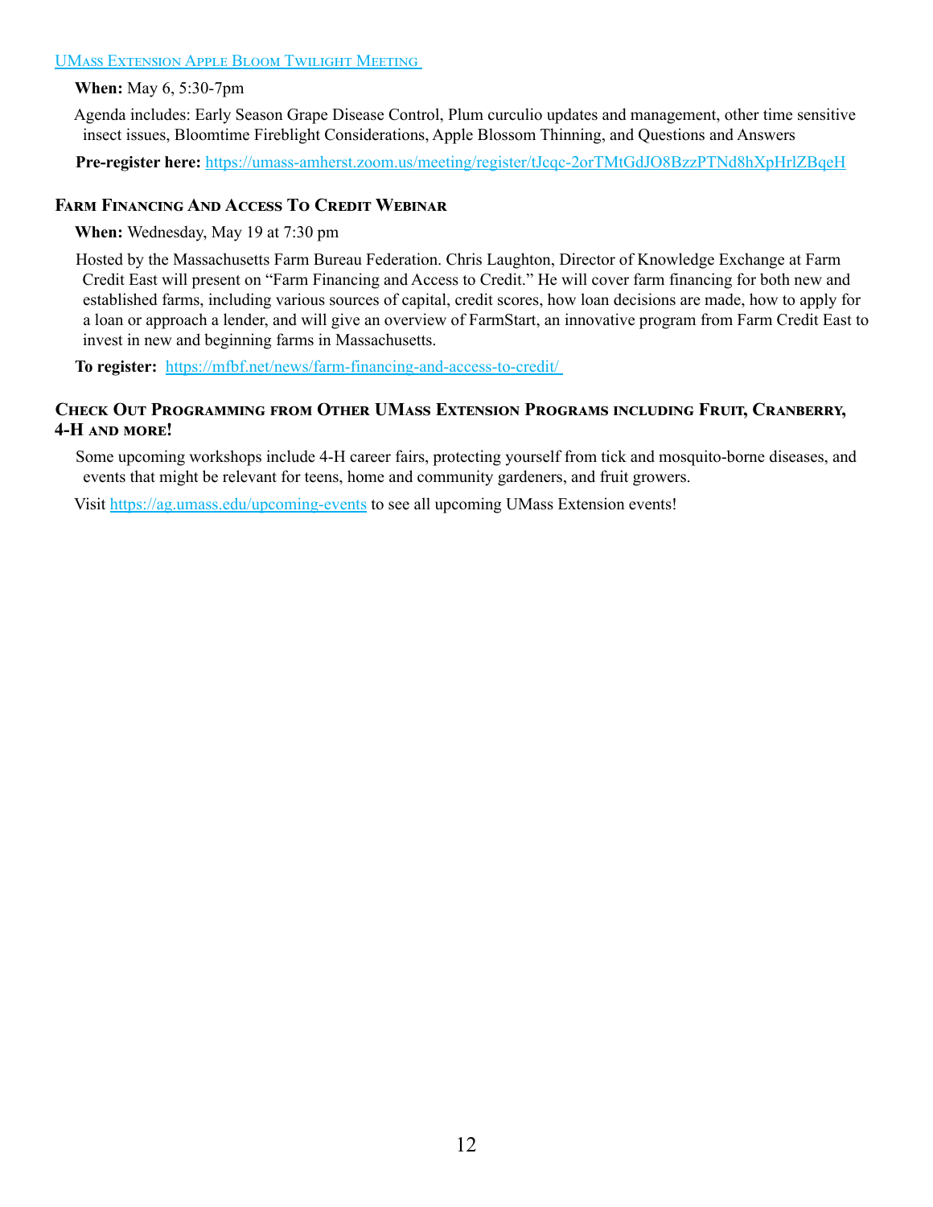### UMass Extension Apple Bloom Twilight Meeting

**When:** May 6, 5:30-7pm

Agenda includes: Early Season Grape Disease Control, Plum curculio updates and management, other time sensitive insect issues, Bloomtime Fireblight Considerations, Apple Blossom Thinning, and Questions and Answers

**Pre-register here:** https://umass-amherst.zoom.us/meeting/register/tJcqc-2orTMtGdJO8BzzPTNd8hXpHrlZBqeH

### Farm Financing And Access To Credit Webinar

**When:** Wednesday, May 19 at 7:30 pm

Hosted by the Massachusetts Farm Bureau Federation. Chris Laughton, Director of Knowledge Exchange at Farm Credit East will present on "Farm Financing and Access to Credit." He will cover farm financing for both new and established farms, including various sources of capital, credit scores, how loan decisions are made, how to apply for a loan or approach a lender, and will give an overview of FarmStart, an innovative program from Farm Credit East to invest in new and beginning farms in Massachusetts.

**To register:** https://mfbf.net/news/farm-financing-and-access-to-credit/

### Check Out Programming from Other UMass Extension Programs including Fruit, Cranberry, 4-H and more!

Some upcoming workshops include 4-H career fairs, protecting yourself from tick and mosquito-borne diseases, and events that might be relevant for teens, home and community gardeners, and fruit growers.

Visit https://ag.umass.edu/upcoming-events to see all upcoming UMass Extension events!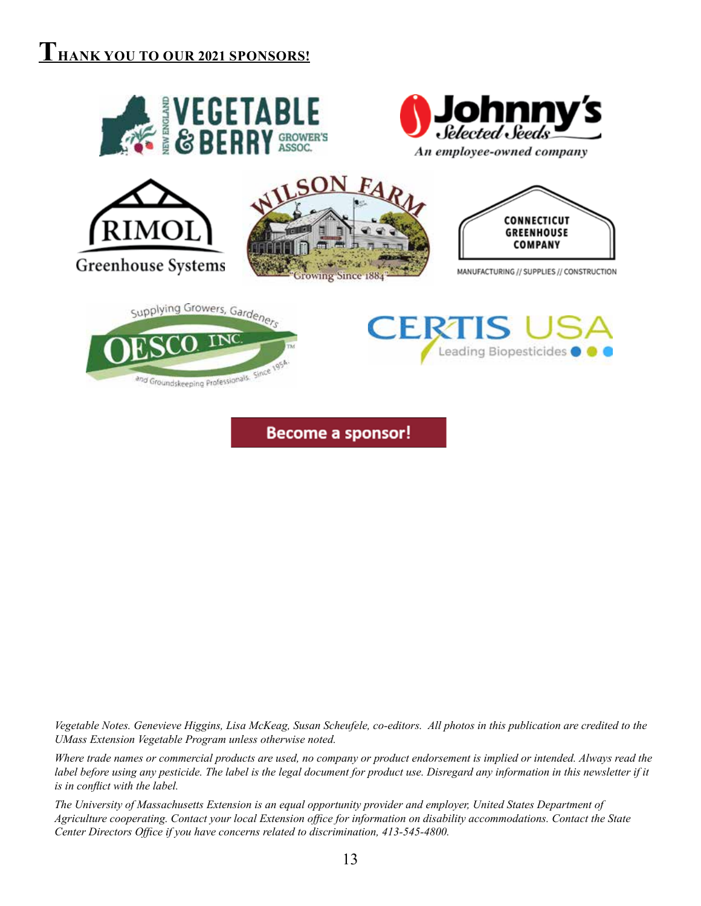# Thank you to our 2021 Sponsors!

Become a sponsor!

*Vegetable Notes. Genevieve Higgins, Lisa McKeag, Susan Scheufele, co-editors. All photos in this publication are credited to the UMass Extension Vegetable Program unless otherwise noted.*

*Where trade names or commercial products are used, no company or product endorsement is implied or intended. Always read the label before using any pesticide. The label is the legal document for product use. Disregard any information in this newsletter if it is in conflict with the label.*

*The University of Massachusetts Extension is an equal opportunity provider and employer, United States Department of Agriculture cooperating. Contact your local Extension office for information on disability accommodations. Contact the State Center Directors Office if you have concerns related to discrimination, 413-545-4800.*